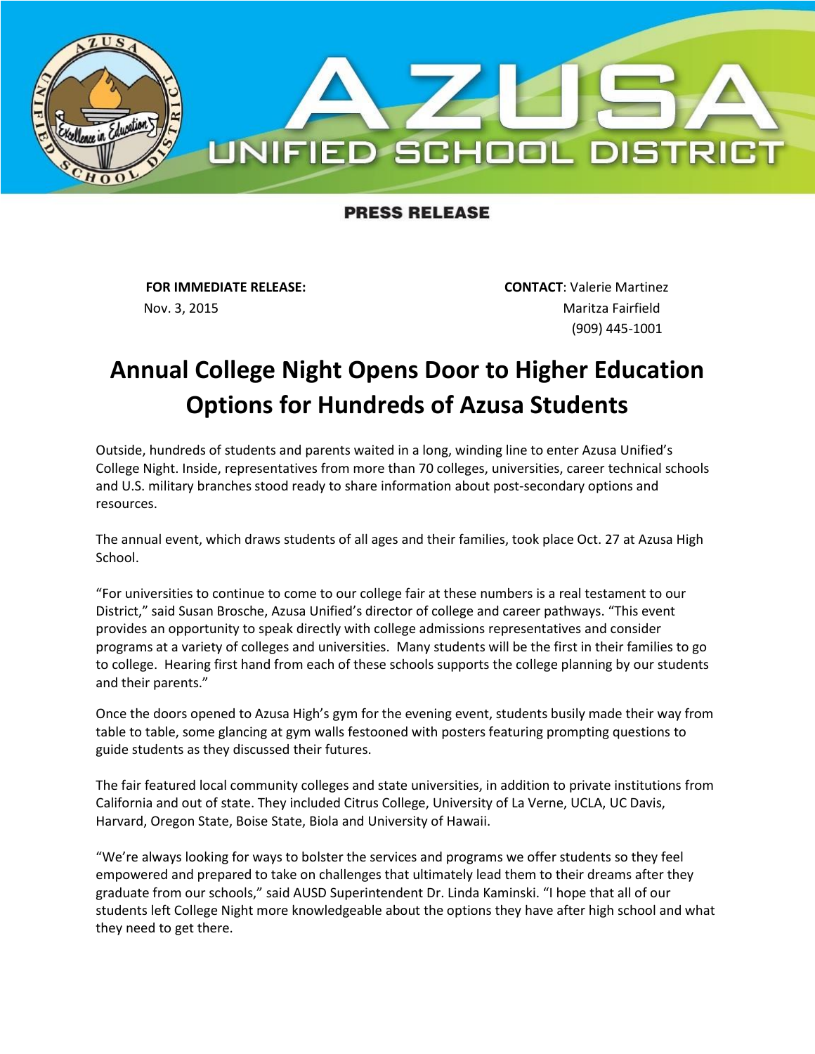AZUSA UNIFIED SCHOOL DISTRICT

PRESS RELEASE

**FOR IMMEDIATE RELEASE:**
Nov. 3, 2015

**CONTACT**: Valerie Martinez
Maritza Fairfield
(909) 445-1001

# Annual College Night Opens Door to Higher Education Options for Hundreds of Azusa Students

Outside, hundreds of students and parents waited in a long, winding line to enter Azusa Unified's College Night. Inside, representatives from more than 70 colleges, universities, career technical schools and U.S. military branches stood ready to share information about post-secondary options and resources.

The annual event, which draws students of all ages and their families, took place Oct. 27 at Azusa High School.

"For universities to continue to come to our college fair at these numbers is a real testament to our District," said Susan Brosche, Azusa Unified's director of college and career pathways. "This event provides an opportunity to speak directly with college admissions representatives and consider programs at a variety of colleges and universities. Many students will be the first in their families to go to college. Hearing first hand from each of these schools supports the college planning by our students and their parents."

Once the doors opened to Azusa High's gym for the evening event, students busily made their way from table to table, some glancing at gym walls festooned with posters featuring prompting questions to guide students as they discussed their futures.

The fair featured local community colleges and state universities, in addition to private institutions from California and out of state. They included Citrus College, University of La Verne, UCLA, UC Davis, Harvard, Oregon State, Boise State, Biola and University of Hawaii.

"We're always looking for ways to bolster the services and programs we offer students so they feel empowered and prepared to take on challenges that ultimately lead them to their dreams after they graduate from our schools," said AUSD Superintendent Dr. Linda Kaminski. "I hope that all of our students left College Night more knowledgeable about the options they have after high school and what they need to get there.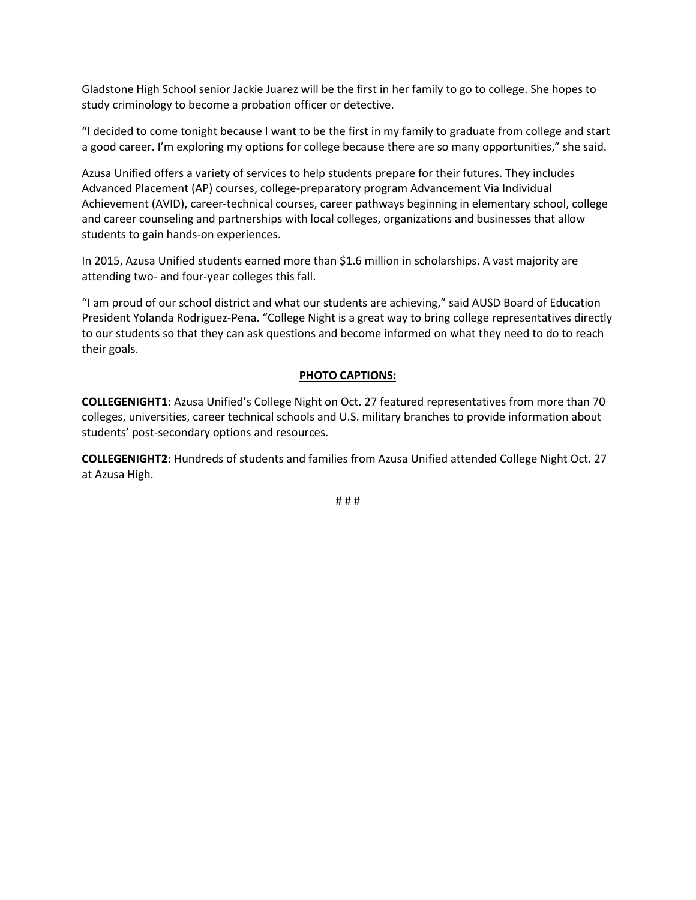Gladstone High School senior Jackie Juarez will be the first in her family to go to college. She hopes to study criminology to become a probation officer or detective.

"I decided to come tonight because I want to be the first in my family to graduate from college and start a good career. I'm exploring my options for college because there are so many opportunities," she said.

Azusa Unified offers a variety of services to help students prepare for their futures. They includes Advanced Placement (AP) courses, college-preparatory program Advancement Via Individual Achievement (AVID), career-technical courses, career pathways beginning in elementary school, college and career counseling and partnerships with local colleges, organizations and businesses that allow students to gain hands-on experiences.

In 2015, Azusa Unified students earned more than $1.6 million in scholarships. A vast majority are attending two- and four-year colleges this fall.

"I am proud of our school district and what our students are achieving," said AUSD Board of Education President Yolanda Rodriguez-Pena. "College Night is a great way to bring college representatives directly to our students so that they can ask questions and become informed on what they need to do to reach their goals.

**PHOTO CAPTIONS:**

**COLLEGENIGHT1:** Azusa Unified's College Night on Oct. 27 featured representatives from more than 70 colleges, universities, career technical schools and U.S. military branches to provide information about students' post-secondary options and resources.

**COLLEGENIGHT2:** Hundreds of students and families from Azusa Unified attended College Night Oct. 27 at Azusa High.

# # #